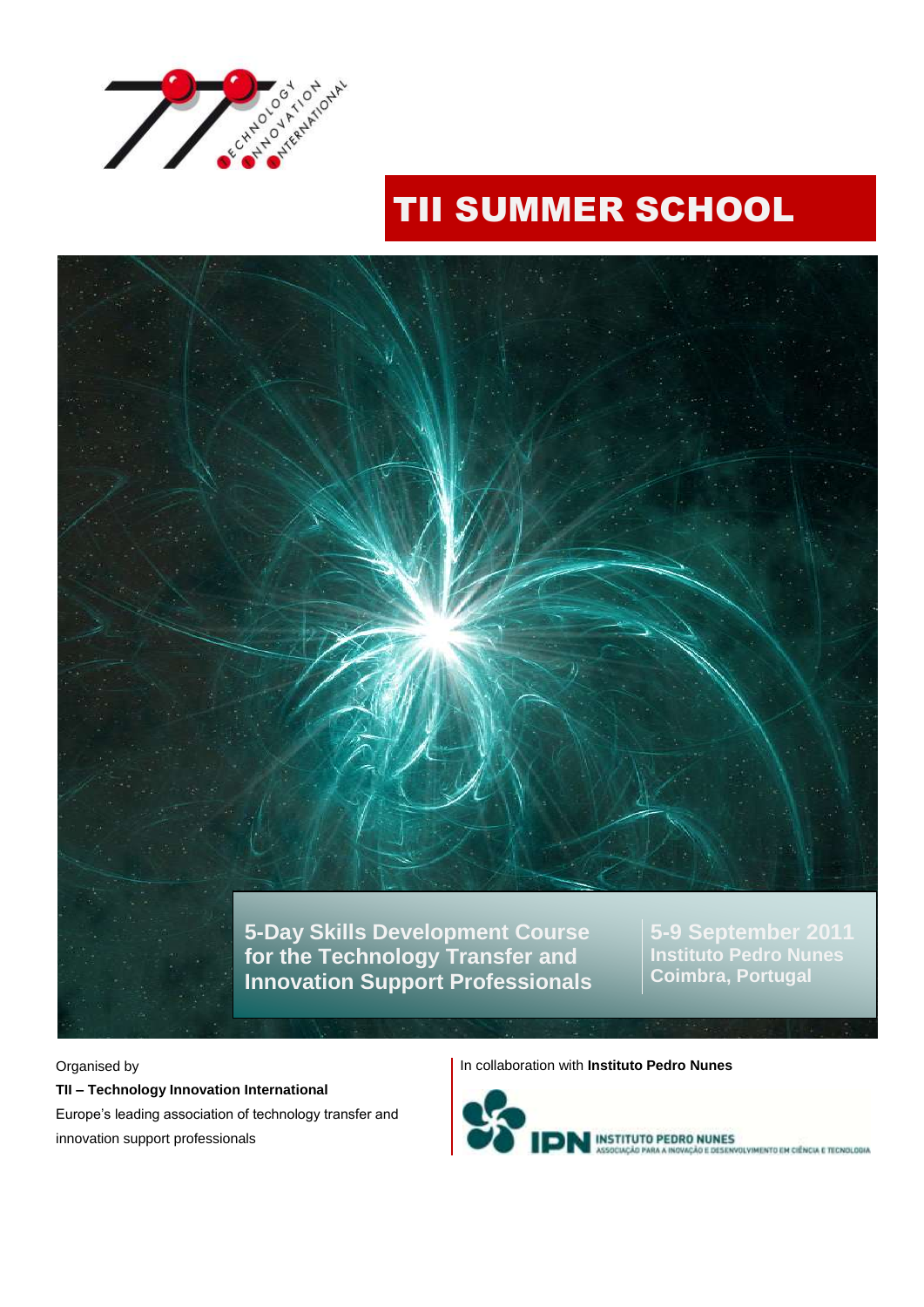# TII SUMMER SCHOOL

**5-Day Skills Development Course for the Technology Transfer and Innovation Support Professionals**

**5-9 September 2011**
**Instituto Pedro Nunes**
**Coimbra, Portugal**

Organised by

**TII – Technology Innovation International**

Europe's leading association of technology transfer and innovation support professionals

In collaboration with **Instituto Pedro Nunes**

IPN INSTITUTO PEDRO NUNES
ASSOCIAÇÃO PARA A INOVAÇÃO E DESENVOLVIMENTO EM CIÊNCIA E TECNOLOGIA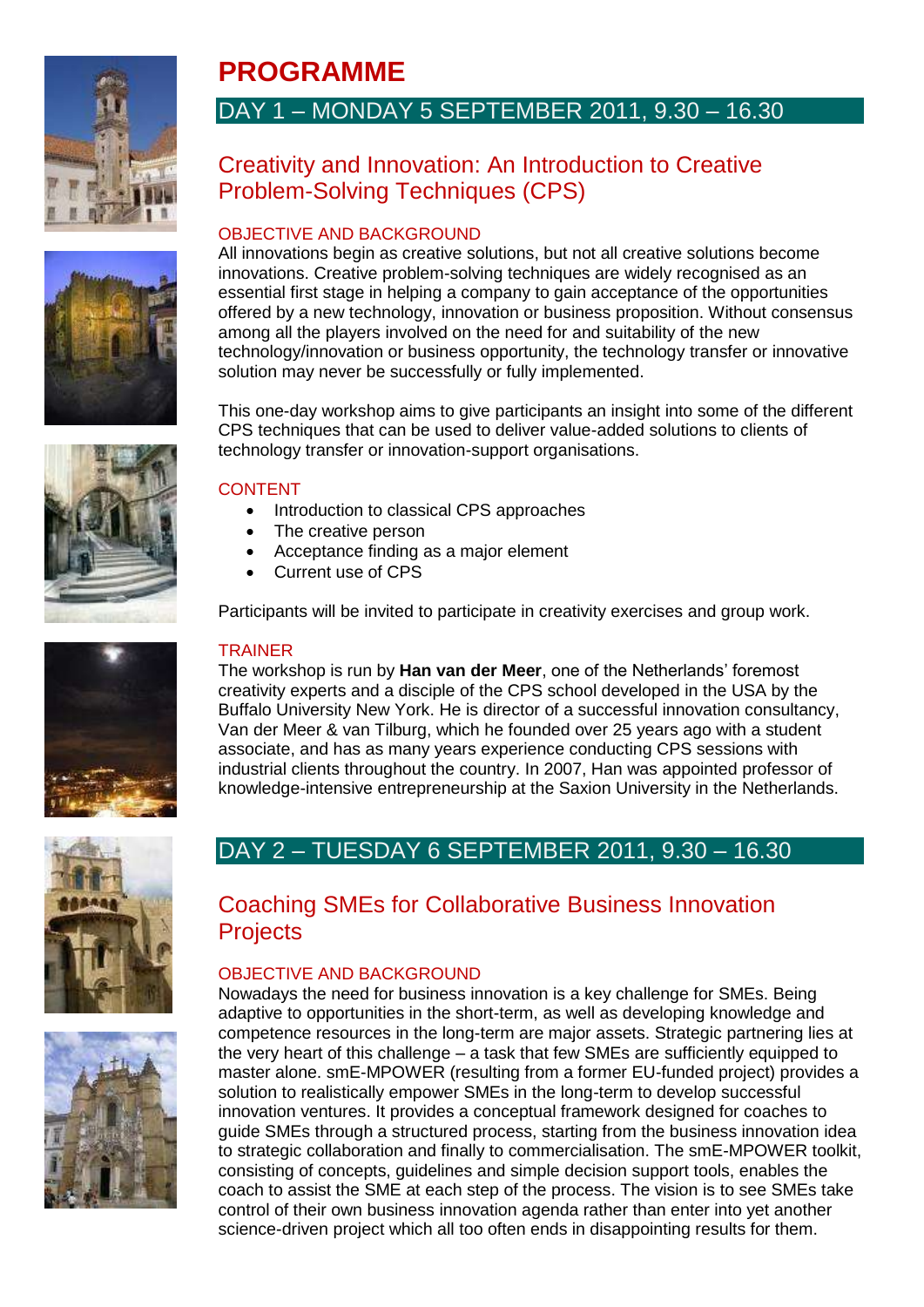# PROGRAMME

## DAY 1 – MONDAY 5 SEPTEMBER 2011, 9.30 – 16.30

### Creativity and Innovation: An Introduction to Creative Problem-Solving Techniques (CPS)

#### OBJECTIVE AND BACKGROUND

All innovations begin as creative solutions, but not all creative solutions become innovations. Creative problem-solving techniques are widely recognised as an essential first stage in helping a company to gain acceptance of the opportunities offered by a new technology, innovation or business proposition. Without consensus among all the players involved on the need for and suitability of the new technology/innovation or business opportunity, the technology transfer or innovative solution may never be successfully or fully implemented.

This one-day workshop aims to give participants an insight into some of the different CPS techniques that can be used to deliver value-added solutions to clients of technology transfer or innovation-support organisations.

#### CONTENT

- Introduction to classical CPS approaches
- The creative person
- Acceptance finding as a major element
- Current use of CPS

Participants will be invited to participate in creativity exercises and group work.

#### TRAINER

The workshop is run by **Han van der Meer**, one of the Netherlands' foremost creativity experts and a disciple of the CPS school developed in the USA by the Buffalo University New York. He is director of a successful innovation consultancy, Van der Meer & van Tilburg, which he founded over 25 years ago with a student associate, and has as many years experience conducting CPS sessions with industrial clients throughout the country. In 2007, Han was appointed professor of knowledge-intensive entrepreneurship at the Saxion University in the Netherlands.

## DAY 2 – TUESDAY 6 SEPTEMBER 2011, 9.30 – 16.30

### Coaching SMEs for Collaborative Business Innovation Projects

#### OBJECTIVE AND BACKGROUND

Nowadays the need for business innovation is a key challenge for SMEs. Being adaptive to opportunities in the short-term, as well as developing knowledge and competence resources in the long-term are major assets. Strategic partnering lies at the very heart of this challenge – a task that few SMEs are sufficiently equipped to master alone. smE-MPOWER (resulting from a former EU-funded project) provides a solution to realistically empower SMEs in the long-term to develop successful innovation ventures. It provides a conceptual framework designed for coaches to guide SMEs through a structured process, starting from the business innovation idea to strategic collaboration and finally to commercialisation. The smE-MPOWER toolkit, consisting of concepts, guidelines and simple decision support tools, enables the coach to assist the SME at each step of the process. The vision is to see SMEs take control of their own business innovation agenda rather than enter into yet another science-driven project which all too often ends in disappointing results for them.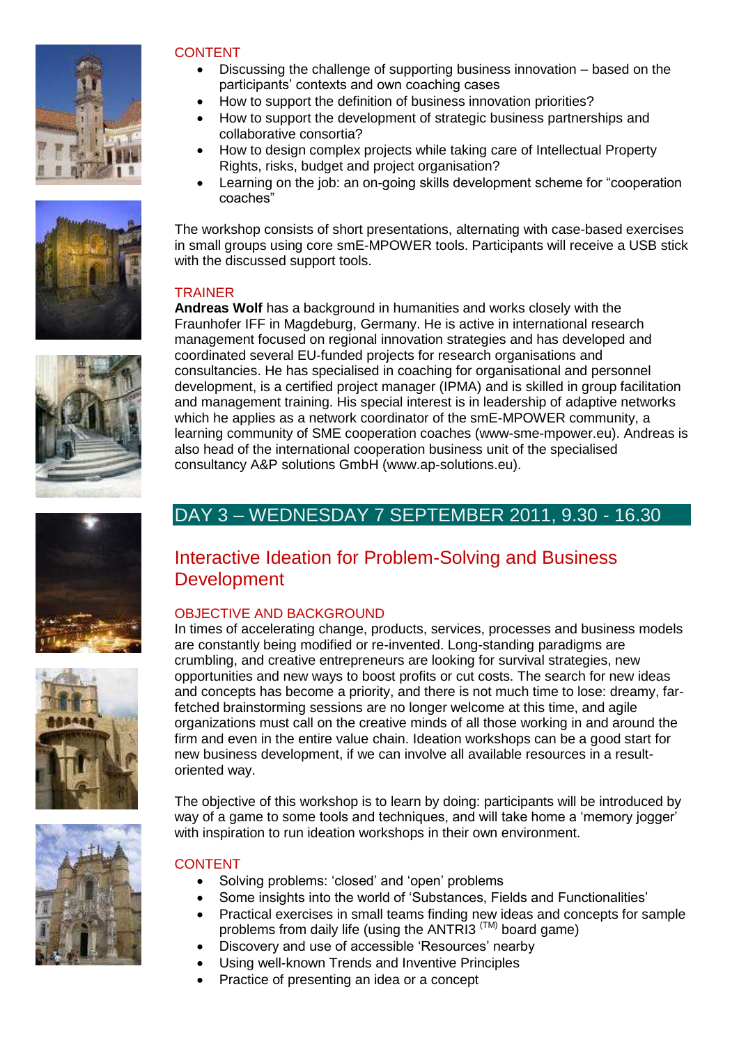### CONTENT

- Discussing the challenge of supporting business innovation – based on the participants' contexts and own coaching cases
- How to support the definition of business innovation priorities?
- How to support the development of strategic business partnerships and collaborative consortia?
- How to design complex projects while taking care of Intellectual Property Rights, risks, budget and project organisation?
- Learning on the job: an on-going skills development scheme for "cooperation coaches"

The workshop consists of short presentations, alternating with case-based exercises in small groups using core smE-MPOWER tools. Participants will receive a USB stick with the discussed support tools.

### TRAINER

**Andreas Wolf** has a background in humanities and works closely with the Fraunhofer IFF in Magdeburg, Germany. He is active in international research management focused on regional innovation strategies and has developed and coordinated several EU-funded projects for research organisations and consultancies. He has specialised in coaching for organisational and personnel development, is a certified project manager (IPMA) and is skilled in group facilitation and management training. His special interest is in leadership of adaptive networks which he applies as a network coordinator of the smE-MPOWER community, a learning community of SME cooperation coaches (www-sme-mpower.eu). Andreas is also head of the international cooperation business unit of the specialised consultancy A&P solutions GmbH (www.ap-solutions.eu).

## DAY 3 – WEDNESDAY 7 SEPTEMBER 2011, 9.30 - 16.30

## Interactive Ideation for Problem-Solving and Business Development

### OBJECTIVE AND BACKGROUND

In times of accelerating change, products, services, processes and business models are constantly being modified or re-invented. Long-standing paradigms are crumbling, and creative entrepreneurs are looking for survival strategies, new opportunities and new ways to boost profits or cut costs. The search for new ideas and concepts has become a priority, and there is not much time to lose: dreamy, far-fetched brainstorming sessions are no longer welcome at this time, and agile organizations must call on the creative minds of all those working in and around the firm and even in the entire value chain. Ideation workshops can be a good start for new business development, if we can involve all available resources in a result-oriented way.

The objective of this workshop is to learn by doing: participants will be introduced by way of a game to some tools and techniques, and will take home a 'memory jogger' with inspiration to run ideation workshops in their own environment.

### CONTENT

- Solving problems: 'closed' and 'open' problems
- Some insights into the world of 'Substances, Fields and Functionalities'
- Practical exercises in small teams finding new ideas and concepts for sample problems from daily life (using the ANTRI3 (TM) board game)
- Discovery and use of accessible 'Resources' nearby
- Using well-known Trends and Inventive Principles
- Practice of presenting an idea or a concept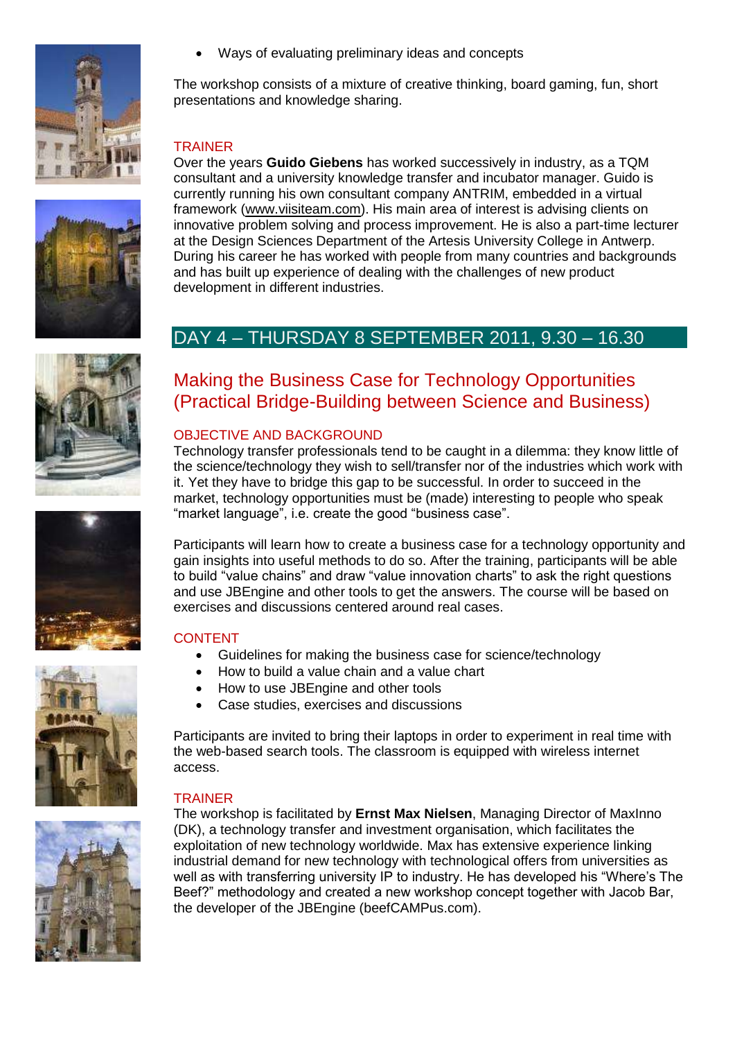- Ways of evaluating preliminary ideas and concepts

The workshop consists of a mixture of creative thinking, board gaming, fun, short presentations and knowledge sharing.

### TRAINER

Over the years **Guido Giebens** has worked successively in industry, as a TQM consultant and a university knowledge transfer and incubator manager. Guido is currently running his own consultant company ANTRIM, embedded in a virtual framework (www.viisiteam.com). His main area of interest is advising clients on innovative problem solving and process improvement. He is also a part-time lecturer at the Design Sciences Department of the Artesis University College in Antwerp. During his career he has worked with people from many countries and backgrounds and has built up experience of dealing with the challenges of new product development in different industries.

## DAY 4 – THURSDAY 8 SEPTEMBER 2011, 9.30 – 16.30

## Making the Business Case for Technology Opportunities (Practical Bridge-Building between Science and Business)

### OBJECTIVE AND BACKGROUND

Technology transfer professionals tend to be caught in a dilemma: they know little of the science/technology they wish to sell/transfer nor of the industries which work with it. Yet they have to bridge this gap to be successful. In order to succeed in the market, technology opportunities must be (made) interesting to people who speak "market language", i.e. create the good "business case".

Participants will learn how to create a business case for a technology opportunity and gain insights into useful methods to do so. After the training, participants will be able to build "value chains" and draw "value innovation charts" to ask the right questions and use JBEngine and other tools to get the answers. The course will be based on exercises and discussions centered around real cases.

### CONTENT

- Guidelines for making the business case for science/technology
- How to build a value chain and a value chart
- How to use JBEngine and other tools
- Case studies, exercises and discussions

Participants are invited to bring their laptops in order to experiment in real time with the web-based search tools. The classroom is equipped with wireless internet access.

### TRAINER

The workshop is facilitated by **Ernst Max Nielsen**, Managing Director of MaxInno (DK), a technology transfer and investment organisation, which facilitates the exploitation of new technology worldwide. Max has extensive experience linking industrial demand for new technology with technological offers from universities as well as with transferring university IP to industry. He has developed his "Where's The Beef?" methodology and created a new workshop concept together with Jacob Bar, the developer of the JBEngine (beefCAMPus.com).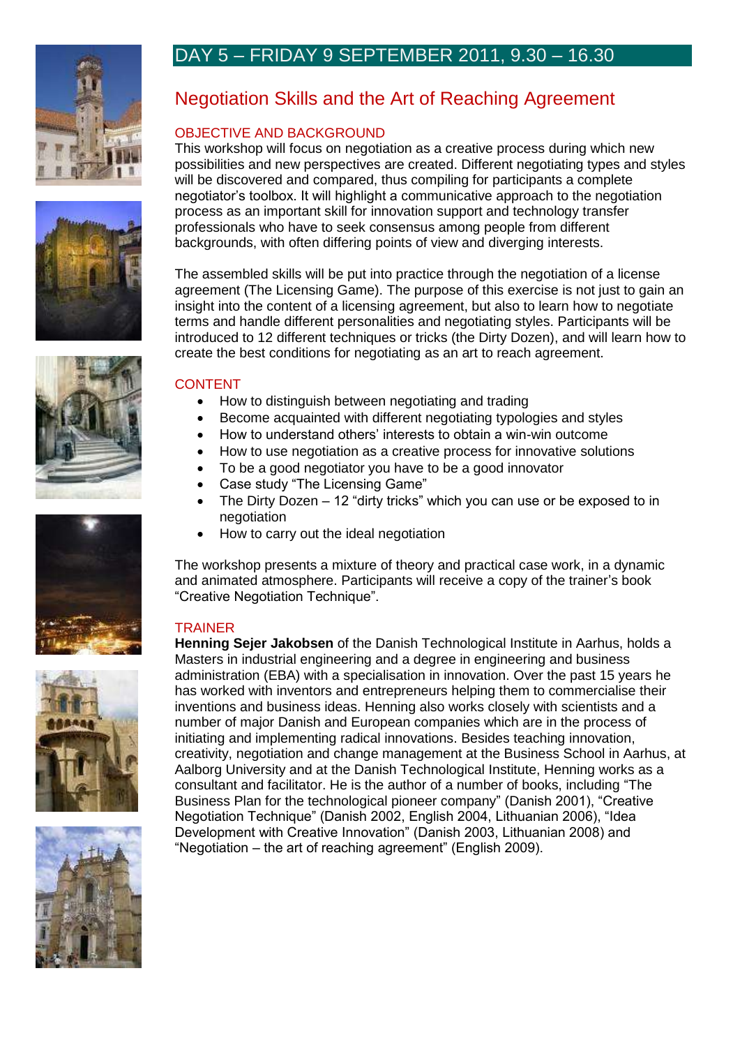# DAY 5 – FRIDAY 9 SEPTEMBER 2011, 9.30 – 16.30

## Negotiation Skills and the Art of Reaching Agreement

### OBJECTIVE AND BACKGROUND

This workshop will focus on negotiation as a creative process during which new possibilities and new perspectives are created. Different negotiating types and styles will be discovered and compared, thus compiling for participants a complete negotiator's toolbox. It will highlight a communicative approach to the negotiation process as an important skill for innovation support and technology transfer professionals who have to seek consensus among people from different backgrounds, with often differing points of view and diverging interests.

The assembled skills will be put into practice through the negotiation of a license agreement (The Licensing Game). The purpose of this exercise is not just to gain an insight into the content of a licensing agreement, but also to learn how to negotiate terms and handle different personalities and negotiating styles. Participants will be introduced to 12 different techniques or tricks (the Dirty Dozen), and will learn how to create the best conditions for negotiating as an art to reach agreement.

### CONTENT

- How to distinguish between negotiating and trading
- Become acquainted with different negotiating typologies and styles
- How to understand others' interests to obtain a win-win outcome
- How to use negotiation as a creative process for innovative solutions
- To be a good negotiator you have to be a good innovator
- Case study "The Licensing Game"
- The Dirty Dozen – 12 "dirty tricks" which you can use or be exposed to in negotiation
- How to carry out the ideal negotiation

The workshop presents a mixture of theory and practical case work, in a dynamic and animated atmosphere. Participants will receive a copy of the trainer's book "Creative Negotiation Technique".

### TRAINER

**Henning Sejer Jakobsen** of the Danish Technological Institute in Aarhus, holds a Masters in industrial engineering and a degree in engineering and business administration (EBA) with a specialisation in innovation. Over the past 15 years he has worked with inventors and entrepreneurs helping them to commercialise their inventions and business ideas. Henning also works closely with scientists and a number of major Danish and European companies which are in the process of initiating and implementing radical innovations. Besides teaching innovation, creativity, negotiation and change management at the Business School in Aarhus, at Aalborg University and at the Danish Technological Institute, Henning works as a consultant and facilitator. He is the author of a number of books, including "The Business Plan for the technological pioneer company" (Danish 2001), "Creative Negotiation Technique" (Danish 2002, English 2004, Lithuanian 2006), "Idea Development with Creative Innovation" (Danish 2003, Lithuanian 2008) and "Negotiation – the art of reaching agreement" (English 2009).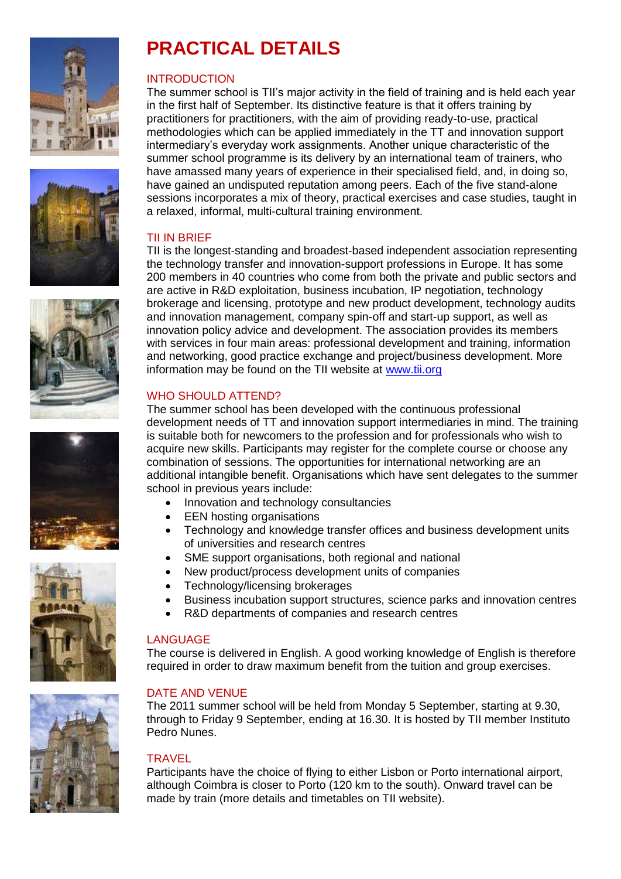# PRACTICAL DETAILS

## INTRODUCTION

The summer school is TII's major activity in the field of training and is held each year in the first half of September. Its distinctive feature is that it offers training by practitioners for practitioners, with the aim of providing ready-to-use, practical methodologies which can be applied immediately in the TT and innovation support intermediary's everyday work assignments. Another unique characteristic of the summer school programme is its delivery by an international team of trainers, who have amassed many years of experience in their specialised field, and, in doing so, have gained an undisputed reputation among peers. Each of the five stand-alone sessions incorporates a mix of theory, practical exercises and case studies, taught in a relaxed, informal, multi-cultural training environment.

## TII IN BRIEF

TII is the longest-standing and broadest-based independent association representing the technology transfer and innovation-support professions in Europe. It has some 200 members in 40 countries who come from both the private and public sectors and are active in R&D exploitation, business incubation, IP negotiation, technology brokerage and licensing, prototype and new product development, technology audits and innovation management, company spin-off and start-up support, as well as innovation policy advice and development. The association provides its members with services in four main areas: professional development and training, information and networking, good practice exchange and project/business development. More information may be found on the TII website at [www.tii.org](www.tii.org)

## WHO SHOULD ATTEND?

The summer school has been developed with the continuous professional development needs of TT and innovation support intermediaries in mind. The training is suitable both for newcomers to the profession and for professionals who wish to acquire new skills. Participants may register for the complete course or choose any combination of sessions. The opportunities for international networking are an additional intangible benefit. Organisations which have sent delegates to the summer school in previous years include:

- Innovation and technology consultancies
- EEN hosting organisations
- Technology and knowledge transfer offices and business development units of universities and research centres
- SME support organisations, both regional and national
- New product/process development units of companies
- Technology/licensing brokerages
- Business incubation support structures, science parks and innovation centres
- R&D departments of companies and research centres

## LANGUAGE

The course is delivered in English. A good working knowledge of English is therefore required in order to draw maximum benefit from the tuition and group exercises.

## DATE AND VENUE

The 2011 summer school will be held from Monday 5 September, starting at 9.30, through to Friday 9 September, ending at 16.30. It is hosted by TII member Instituto Pedro Nunes.

## TRAVEL

Participants have the choice of flying to either Lisbon or Porto international airport, although Coimbra is closer to Porto (120 km to the south). Onward travel can be made by train (more details and timetables on TII website).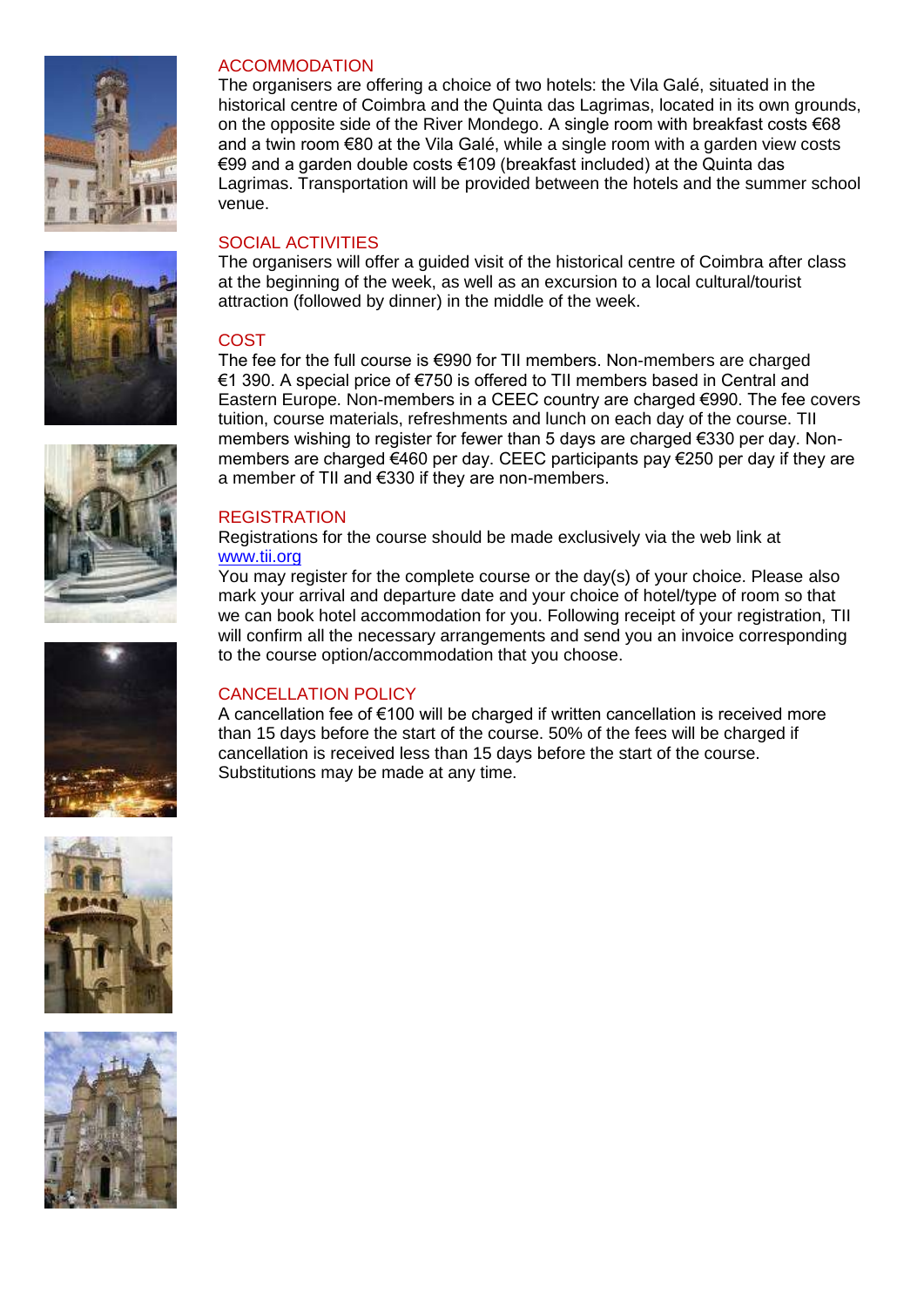## ACCOMMODATION

The organisers are offering a choice of two hotels: the Vila Galé, situated in the historical centre of Coimbra and the Quinta das Lagrimas, located in its own grounds, on the opposite side of the River Mondego. A single room with breakfast costs €68 and a twin room €80 at the Vila Galé, while a single room with a garden view costs €99 and a garden double costs €109 (breakfast included) at the Quinta das Lagrimas. Transportation will be provided between the hotels and the summer school venue.

## SOCIAL ACTIVITIES

The organisers will offer a guided visit of the historical centre of Coimbra after class at the beginning of the week, as well as an excursion to a local cultural/tourist attraction (followed by dinner) in the middle of the week.

## COST

The fee for the full course is €990 for TII members. Non-members are charged €1 390. A special price of €750 is offered to TII members based in Central and Eastern Europe. Non-members in a CEEC country are charged €990. The fee covers tuition, course materials, refreshments and lunch on each day of the course. TII members wishing to register for fewer than 5 days are charged €330 per day. Non-members are charged €460 per day. CEEC participants pay €250 per day if they are a member of TII and €330 if they are non-members.

## REGISTRATION

Registrations for the course should be made exclusively via the web link at [www.tii.org](http://www.tii.org)

You may register for the complete course or the day(s) of your choice. Please also mark your arrival and departure date and your choice of hotel/type of room so that we can book hotel accommodation for you. Following receipt of your registration, TII will confirm all the necessary arrangements and send you an invoice corresponding to the course option/accommodation that you choose.

## CANCELLATION POLICY

A cancellation fee of €100 will be charged if written cancellation is received more than 15 days before the start of the course. 50% of the fees will be charged if cancellation is received less than 15 days before the start of the course. Substitutions may be made at any time.